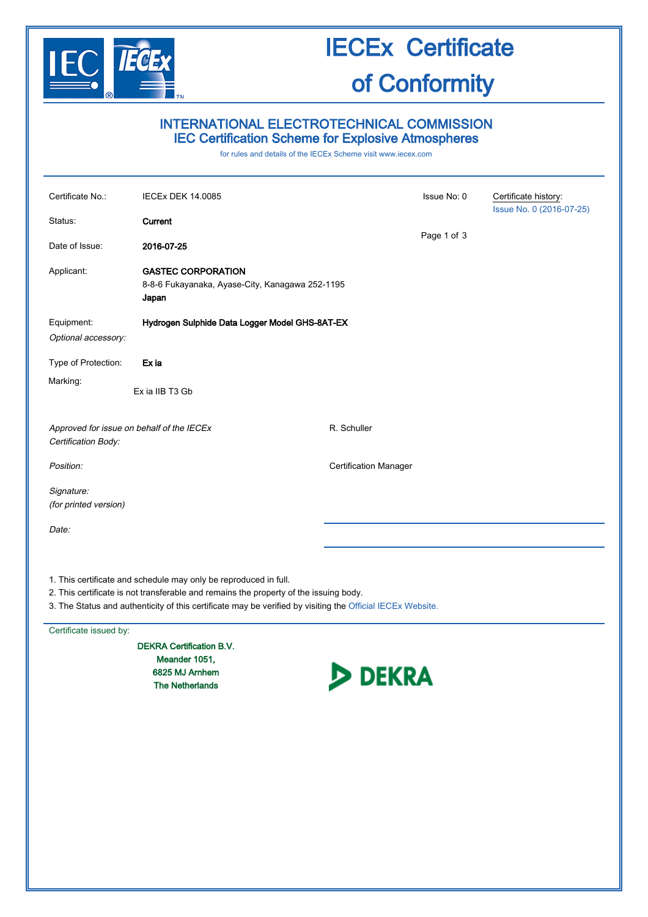# IECEx Certificate of Conformity

## INTERNATIONAL ELECTROTECHNICAL COMMISSION
## IEC Certification Scheme for Explosive Atmospheres

for rules and details of the IECEx Scheme visit www.iecex.com

| | | | |
|---|---|---|---|
| Certificate No.: | IECEx DEK 14.0085 | Issue No: 0 | Certificate history: Issue No. 0 (2016-07-25) |
| Status: | **Current** | | |
| Date of Issue: | **2016-07-25** | | |
| Applicant: | **GASTEC CORPORATION**<br>8-8-6 Fukayanaka, Ayase-City, Kanagawa 252-1195<br>**Japan** | | |
| Equipment: | **Hydrogen Sulphide Data Logger Model GHS-8AT-EX** | | |
| *Optional accessory:* | | | |
| Type of Protection: | **Ex ia** | | |
| Marking: | Ex ia IIB T3 Gb | | |

*Approved for issue on behalf of the IECEx Certification Body:* R. Schuller

*Position:* Certification Manager

*Signature:*
*(for printed version)*

*Date:*

1. This certificate and schedule may only be reproduced in full.
2. This certificate is not transferable and remains the property of the issuing body.
3. The Status and authenticity of this certificate may be verified by visiting the Official IECEx Website.

Certificate issued by:

**DEKRA Certification B.V.**
**Meander 1051,**
**6825 MJ Arnhem**
**The Netherlands**

DEKRA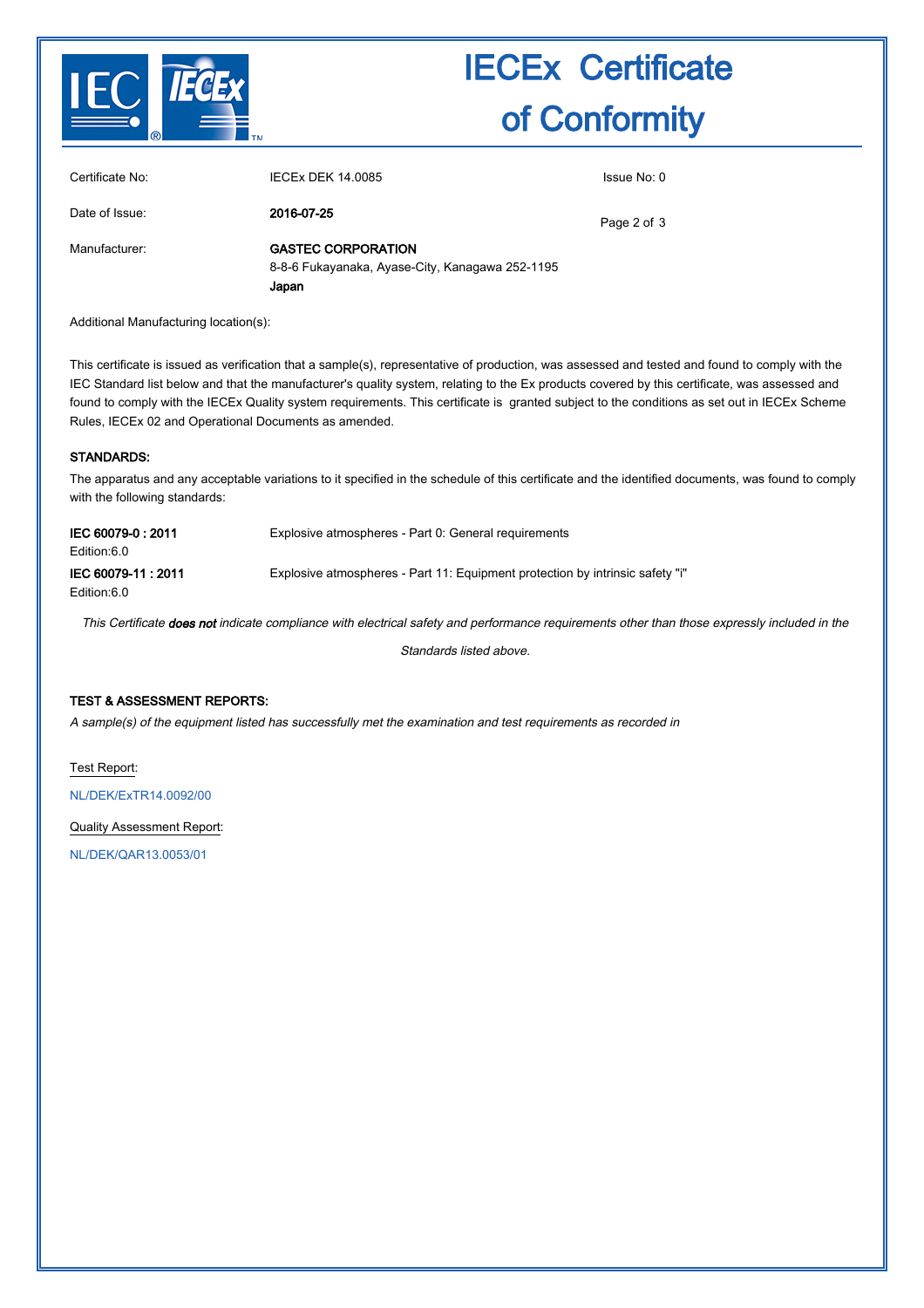# IECEx Certificate of Conformity

| | | |
|---|---|---|
| Certificate No: | IECEx DEK 14.0085 | Issue No: 0 |
| Date of Issue: | **2016-07-25** | |
| Manufacturer: | **GASTEC CORPORATION**<br>8-8-6 Fukayanaka, Ayase-City, Kanagawa 252-1195<br>**Japan** | |

Additional Manufacturing location(s):

This certificate is issued as verification that a sample(s), representative of production, was assessed and tested and found to comply with the IEC Standard list below and that the manufacturer's quality system, relating to the Ex products covered by this certificate, was assessed and found to comply with the IECEx Quality system requirements. This certificate is granted subject to the conditions as set out in IECEx Scheme Rules, IECEx 02 and Operational Documents as amended.

## STANDARDS:

The apparatus and any acceptable variations to it specified in the schedule of this certificate and the identified documents, was found to comply with the following standards:

| | |
|---|---|
| **IEC 60079-0 : 2011**<br>Edition:6.0 | Explosive atmospheres - Part 0: General requirements |
| **IEC 60079-11 : 2011**<br>Edition:6.0 | Explosive atmospheres - Part 11: Equipment protection by intrinsic safety "i" |

*This Certificate **does not** indicate compliance with electrical safety and performance requirements other than those expressly included in the Standards listed above.*

## TEST & ASSESSMENT REPORTS:

*A sample(s) of the equipment listed has successfully met the examination and test requirements as recorded in*

Test Report:

NL/DEK/ExTR14.0092/00

Quality Assessment Report:

NL/DEK/QAR13.0053/01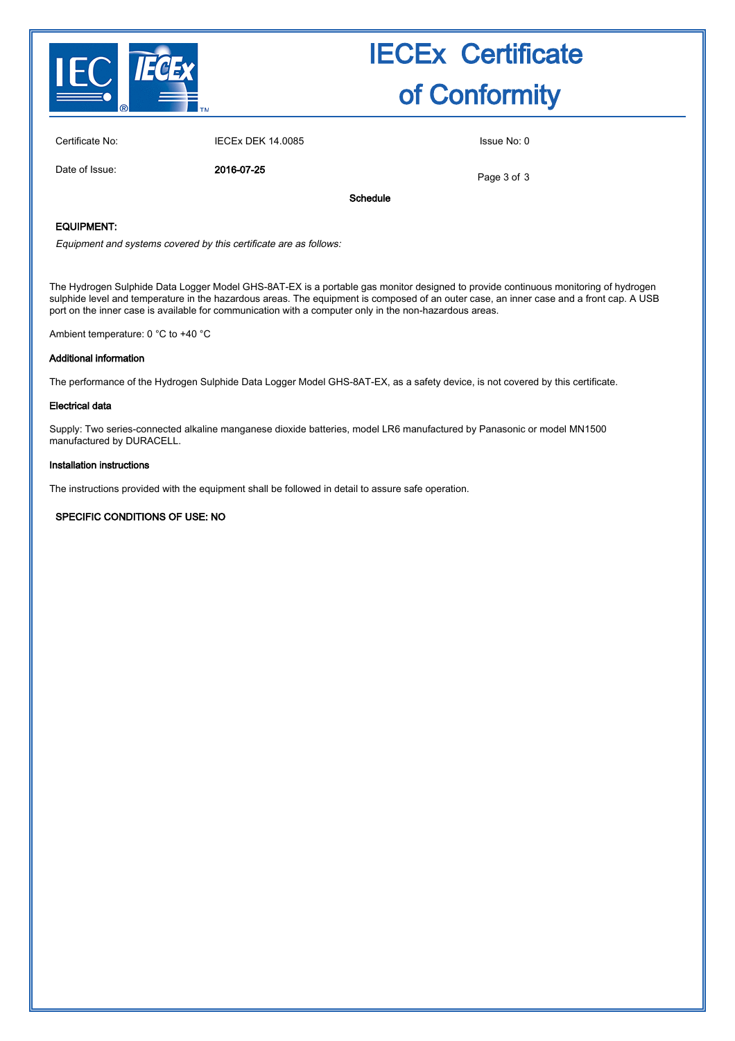# IECEx Certificate of Conformity

| | | |
|---|---|---|
| Certificate No: | IECEx DEK 14.0085 | Issue No: 0 |
| Date of Issue: | **2016-07-25** | |

**Schedule**

**EQUIPMENT:**

*Equipment and systems covered by this certificate are as follows:*

The Hydrogen Sulphide Data Logger Model GHS-8AT-EX is a portable gas monitor designed to provide continuous monitoring of hydrogen sulphide level and temperature in the hazardous areas. The equipment is composed of an outer case, an inner case and a front cap. A USB port on the inner case is available for communication with a computer only in the non-hazardous areas.

Ambient temperature: 0 °C to +40 °C

**Additional information**

The performance of the Hydrogen Sulphide Data Logger Model GHS-8AT-EX, as a safety device, is not covered by this certificate.

**Electrical data**

Supply: Two series-connected alkaline manganese dioxide batteries, model LR6 manufactured by Panasonic or model MN1500 manufactured by DURACELL.

**Installation instructions**

The instructions provided with the equipment shall be followed in detail to assure safe operation.

**SPECIFIC CONDITIONS OF USE: NO**